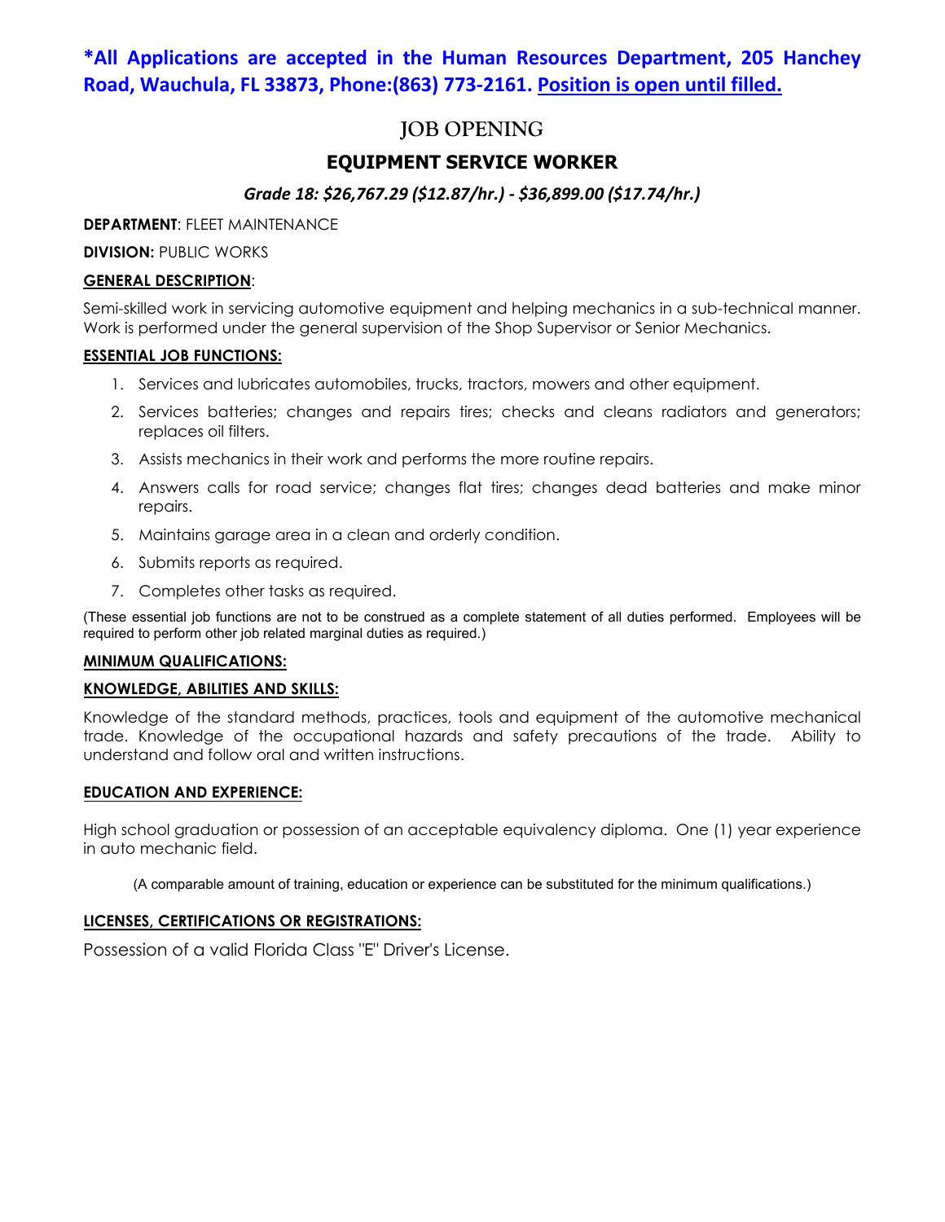**\*All Applications are accepted in the Human Resources Department, 205 Hanchey Road, Wauchula, FL 33873, Phone:(863) 773-2161. Position is open until filled.**

# JOB OPENING

## EQUIPMENT SERVICE WORKER

***Grade 18: $26,767.29 ($12.87/hr.) - $36,899.00 ($17.74/hr.)***

**DEPARTMENT**: FLEET MAINTENANCE

**DIVISION:** PUBLIC WORKS

**GENERAL DESCRIPTION**:

Semi-skilled work in servicing automotive equipment and helping mechanics in a sub-technical manner. Work is performed under the general supervision of the Shop Supervisor or Senior Mechanics.

**ESSENTIAL JOB FUNCTIONS:**

1. Services and lubricates automobiles, trucks, tractors, mowers and other equipment.
2. Services batteries; changes and repairs tires; checks and cleans radiators and generators; replaces oil filters.
3. Assists mechanics in their work and performs the more routine repairs.
4. Answers calls for road service; changes flat tires; changes dead batteries and make minor repairs.
5. Maintains garage area in a clean and orderly condition.
6. Submits reports as required.
7. Completes other tasks as required.

(These essential job functions are not to be construed as a complete statement of all duties performed. Employees will be required to perform other job related marginal duties as required.)

**MINIMUM QUALIFICATIONS:**

**KNOWLEDGE, ABILITIES AND SKILLS:**

Knowledge of the standard methods, practices, tools and equipment of the automotive mechanical trade. Knowledge of the occupational hazards and safety precautions of the trade. Ability to understand and follow oral and written instructions.

**EDUCATION AND EXPERIENCE:**

High school graduation or possession of an acceptable equivalency diploma. One (1) year experience in auto mechanic field.

(A comparable amount of training, education or experience can be substituted for the minimum qualifications.)

**LICENSES, CERTIFICATIONS OR REGISTRATIONS:**

Possession of a valid Florida Class "E" Driver's License.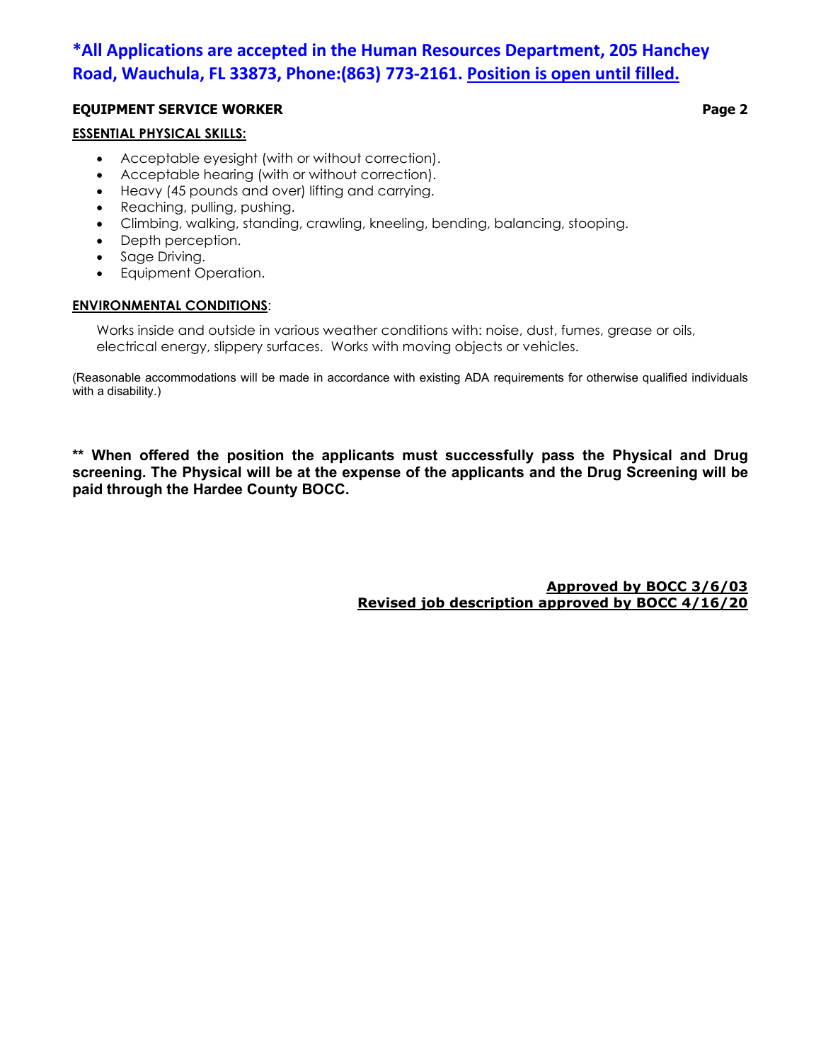**\*All Applications are accepted in the Human Resources Department, 205 Hanchey Road, Wauchula, FL 33873, Phone:(863) 773-2161. <u>Position is open until filled.</u>**

**EQUIPMENT SERVICE WORKER** **Page 2**

**<u>ESSENTIAL PHYSICAL SKILLS:</u>**

- Acceptable eyesight (with or without correction).
- Acceptable hearing (with or without correction).
- Heavy (45 pounds and over) lifting and carrying.
- Reaching, pulling, pushing.
- Climbing, walking, standing, crawling, kneeling, bending, balancing, stooping.
- Depth perception.
- Sage Driving.
- Equipment Operation.

**<u>ENVIRONMENTAL CONDITIONS</u>**:

Works inside and outside in various weather conditions with: noise, dust, fumes, grease or oils, electrical energy, slippery surfaces. Works with moving objects or vehicles.

(Reasonable accommodations will be made in accordance with existing ADA requirements for otherwise qualified individuals with a disability.)

**\*\* When offered the position the applicants must successfully pass the Physical and Drug screening. The Physical will be at the expense of the applicants and the Drug Screening will be paid through the Hardee County BOCC.**

**<u>Approved by BOCC 3/6/03</u>**
**<u>Revised job description approved by BOCC 4/16/20</u>**